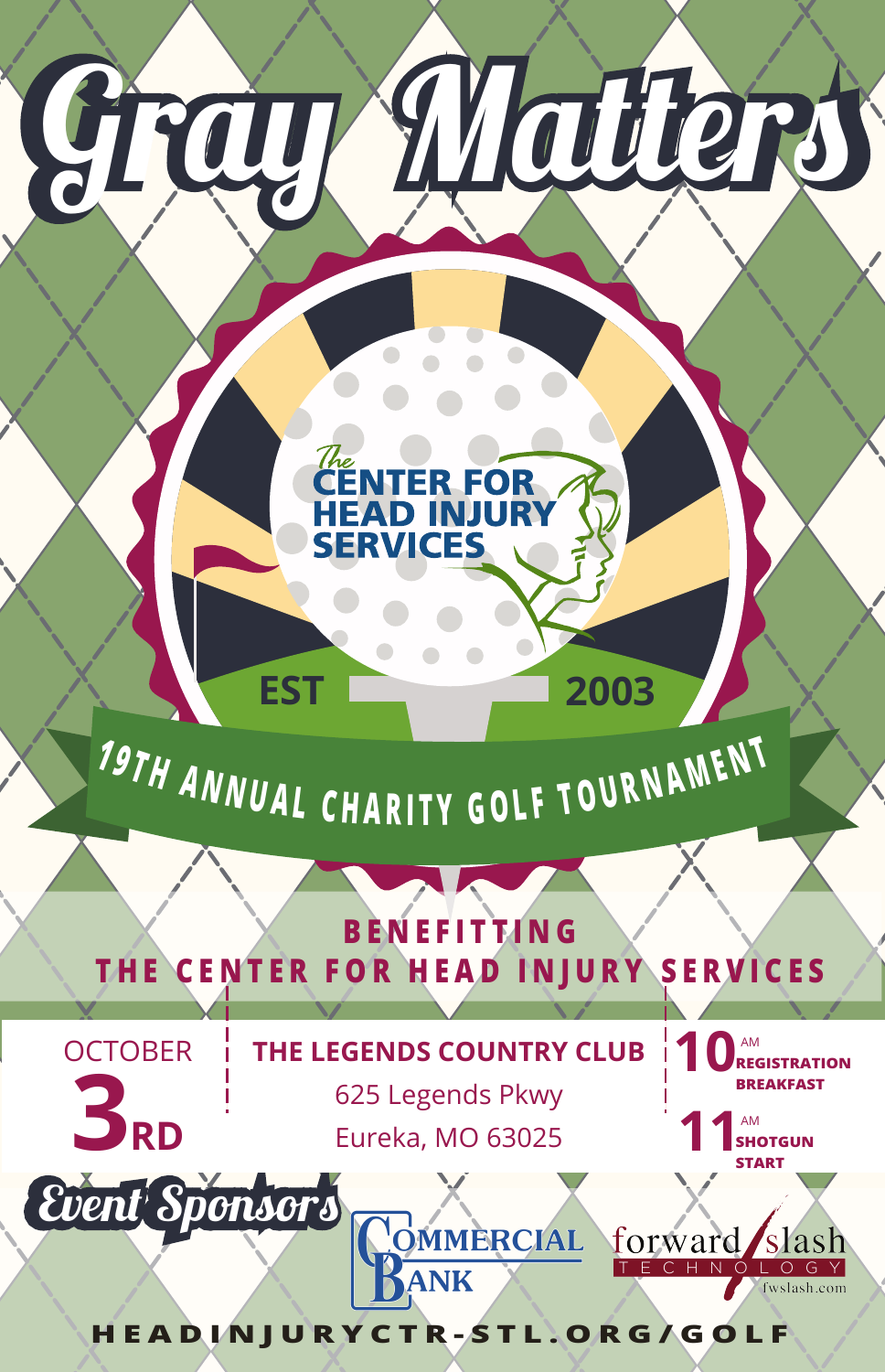# Gray Matters

The Center for Head Injury Services

EST 2003

## 19th Annual Charity Golf Tournament

**BENEFITTING**
**THE CENTER FOR HEAD INJURY SERVICES**

**OCTOBER 3RD**

**THE LEGENDS COUNTRY CLUB**
625 Legends Pkwy
Eureka, MO 63025

**10 AM** REGISTRATION BREAKFAST
**11 AM** SHOTGUN START

## Event Sponsors

Commercial Bank

forward/slash Technology
fwslash.com

**HEADINJURYCTR-STL.ORG/GOLF**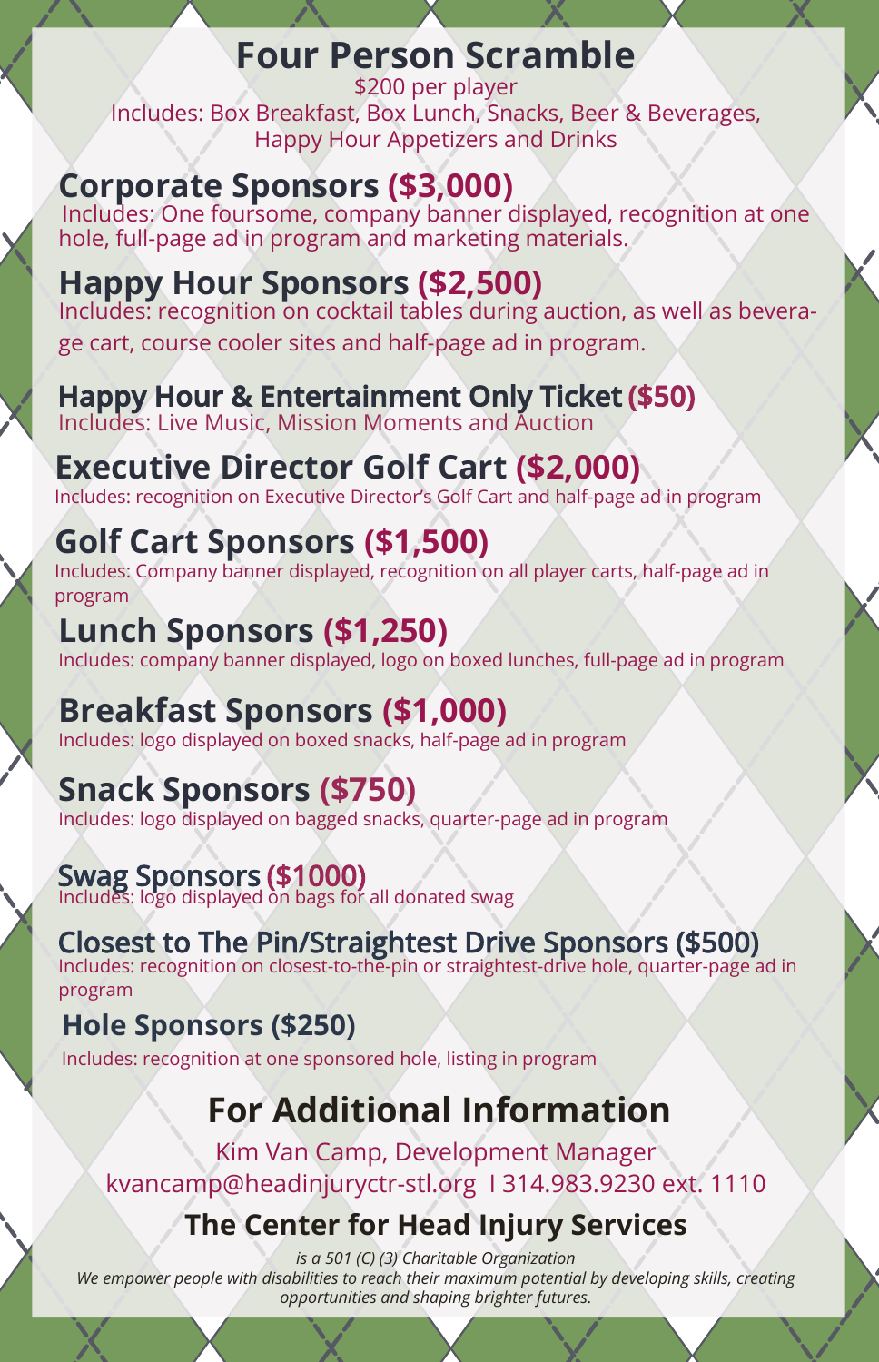# Four Person Scramble

$200 per player

Includes: Box Breakfast, Box Lunch, Snacks, Beer & Beverages, Happy Hour Appetizers and Drinks

## Corporate Sponsors ($3,000)

Includes: One foursome, company banner displayed, recognition at one hole, full-page ad in program and marketing materials.

## Happy Hour Sponsors ($2,500)

Includes: recognition on cocktail tables during auction, as well as beverage cart, course cooler sites and half-page ad in program.

## Happy Hour & Entertainment Only Ticket ($50)

Includes: Live Music, Mission Moments and Auction

## Executive Director Golf Cart ($2,000)

Includes: recognition on Executive Director's Golf Cart and half-page ad in program

## Golf Cart Sponsors ($1,500)

Includes: Company banner displayed, recognition on all player carts, half-page ad in program

## Lunch Sponsors ($1,250)

Includes: company banner displayed, logo on boxed lunches, full-page ad in program

## Breakfast Sponsors ($1,000)

Includes: logo displayed on boxed snacks, half-page ad in program

## Snack Sponsors ($750)

Includes: logo displayed on bagged snacks, quarter-page ad in program

## Swag Sponsors ($1000)

Includes: logo displayed on bags for all donated swag

## Closest to The Pin/Straightest Drive Sponsors ($500)

Includes: recognition on closest-to-the-pin or straightest-drive hole, quarter-page ad in program

## Hole Sponsors ($250)

Includes: recognition at one sponsored hole, listing in program

## For Additional Information

Kim Van Camp, Development Manager

kvancamp@headinjuryctr-stl.org I 314.983.9230 ext. 1110

## The Center for Head Injury Services

*is a 501 (C) (3) Charitable Organization*

*We empower people with disabilities to reach their maximum potential by developing skills, creating opportunities and shaping brighter futures.*